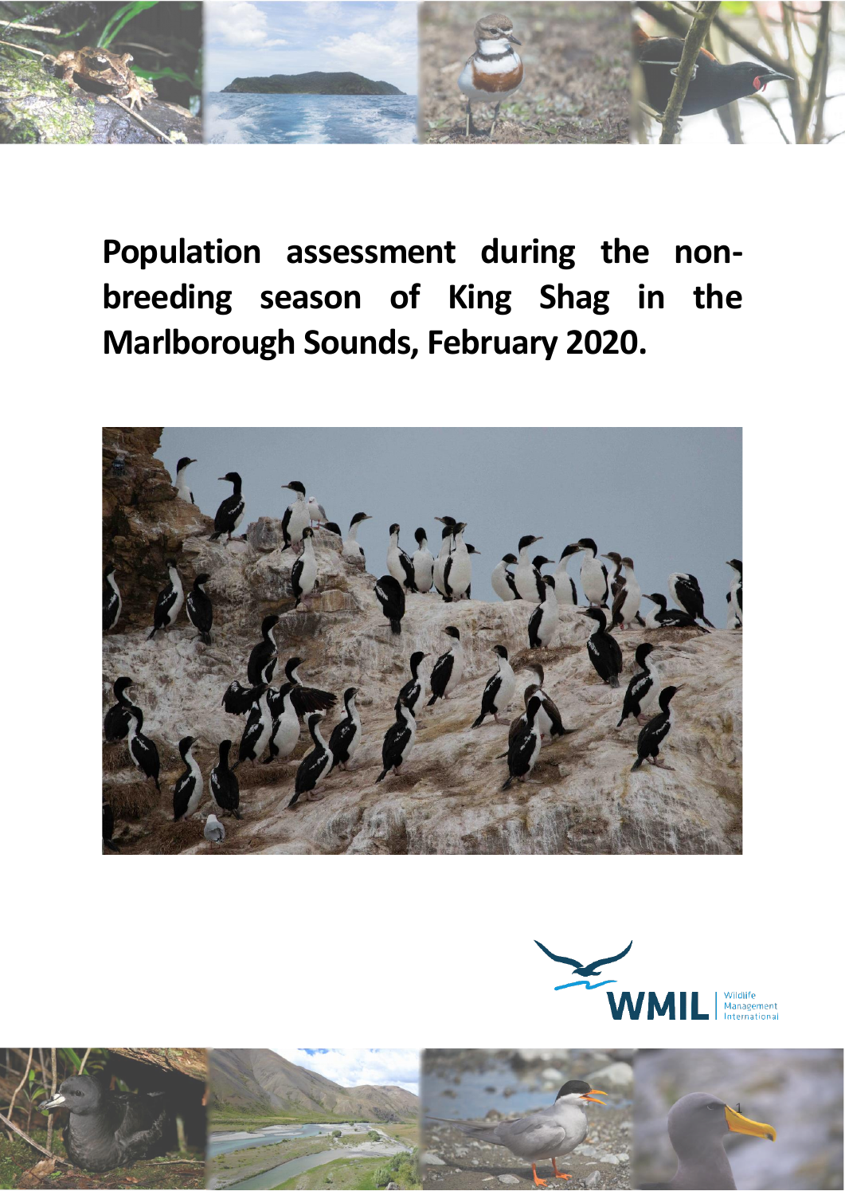# Population assessment during the non-breeding season of King Shag in the Marlborough Sounds, February 2020.

WMIL | Wildlife Management International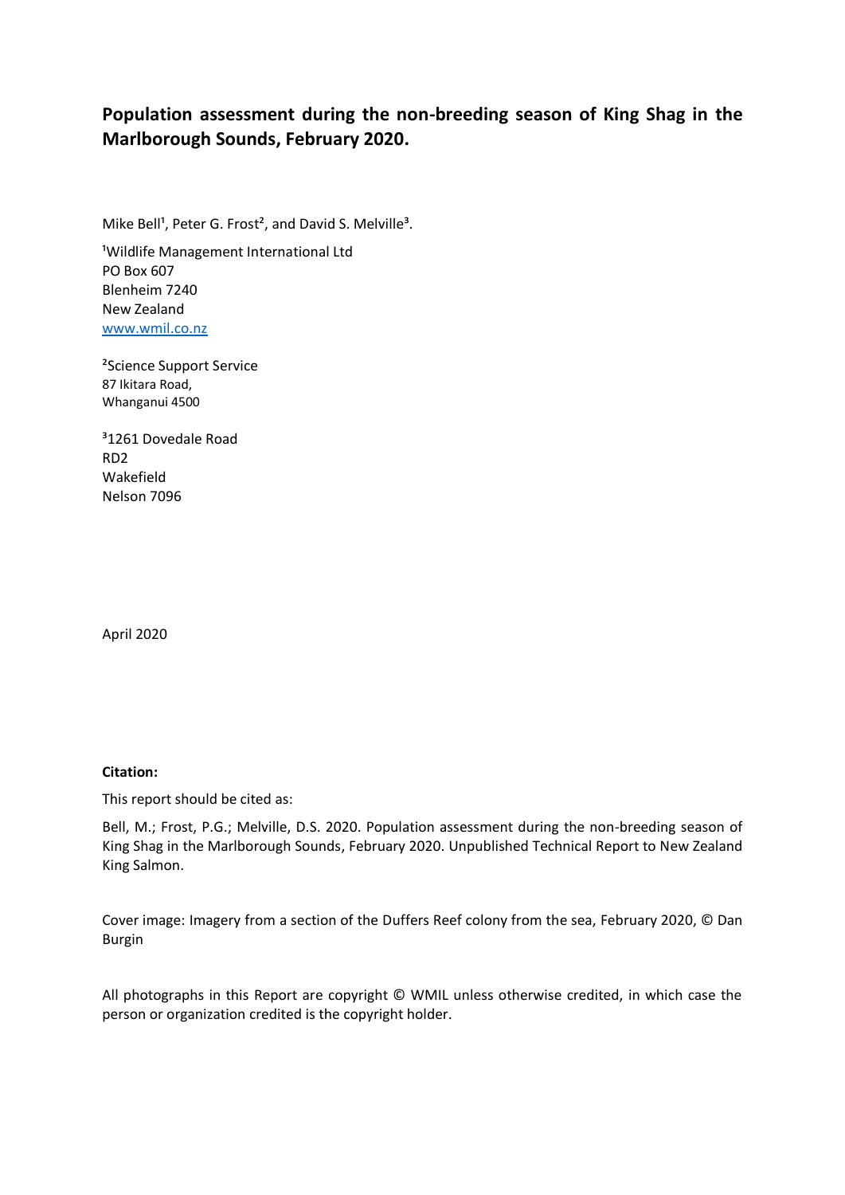**Population assessment during the non-breeding season of King Shag in the Marlborough Sounds, February 2020.**

Mike Bell[1], Peter G. Frost[2], and David S. Melville[3].

[1]Wildlife Management International Ltd
PO Box 607
Blenheim 7240
New Zealand
www.wmil.co.nz

[2]Science Support Service
87 Ikitara Road,
Whanganui 4500

[3]1261 Dovedale Road
RD2
Wakefield
Nelson 7096

April 2020

**Citation:**

This report should be cited as:

Bell, M.; Frost, P.G.; Melville, D.S. 2020. Population assessment during the non-breeding season of King Shag in the Marlborough Sounds, February 2020. Unpublished Technical Report to New Zealand King Salmon.

Cover image: Imagery from a section of the Duffers Reef colony from the sea, February 2020, © Dan Burgin

All photographs in this Report are copyright © WMIL unless otherwise credited, in which case the person or organization credited is the copyright holder.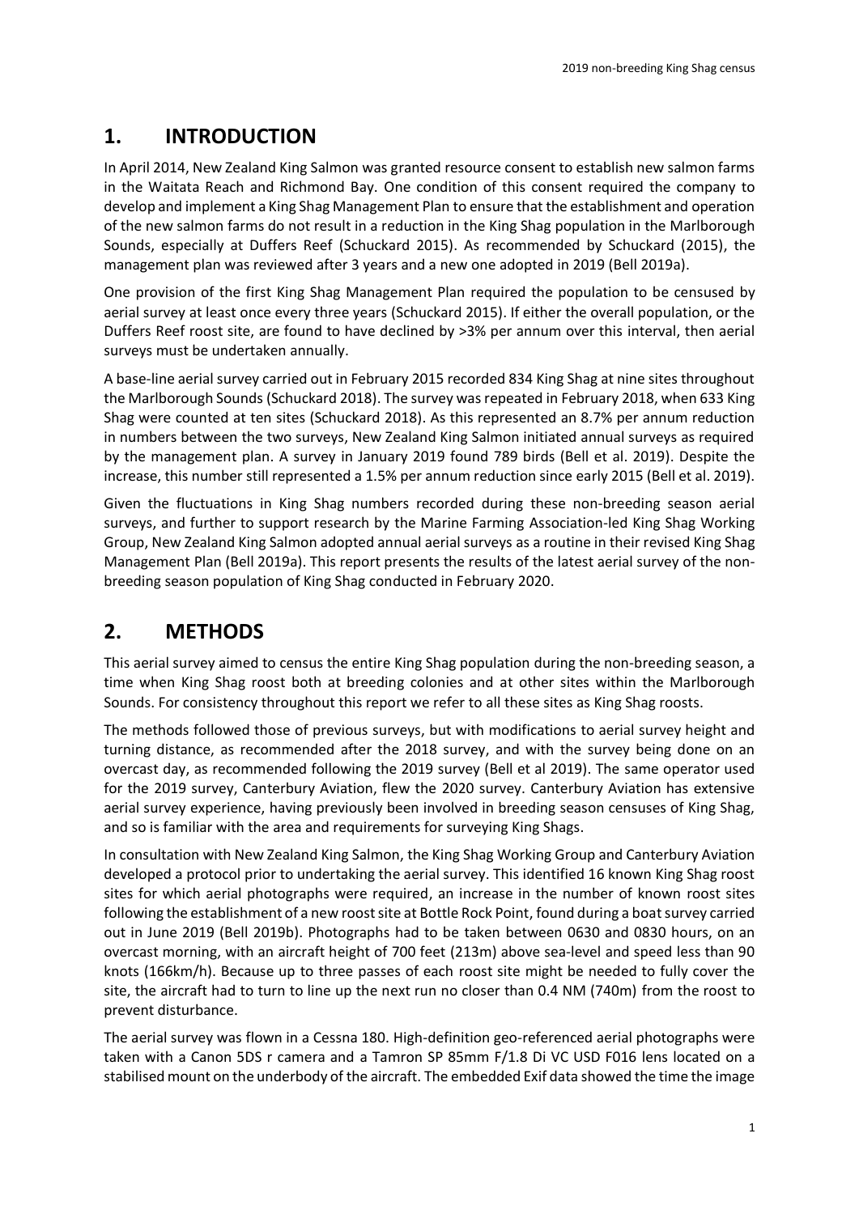# 1. INTRODUCTION

In April 2014, New Zealand King Salmon was granted resource consent to establish new salmon farms in the Waitata Reach and Richmond Bay. One condition of this consent required the company to develop and implement a King Shag Management Plan to ensure that the establishment and operation of the new salmon farms do not result in a reduction in the King Shag population in the Marlborough Sounds, especially at Duffers Reef (Schuckard 2015). As recommended by Schuckard (2015), the management plan was reviewed after 3 years and a new one adopted in 2019 (Bell 2019a).

One provision of the first King Shag Management Plan required the population to be censused by aerial survey at least once every three years (Schuckard 2015). If either the overall population, or the Duffers Reef roost site, are found to have declined by >3% per annum over this interval, then aerial surveys must be undertaken annually.

A base-line aerial survey carried out in February 2015 recorded 834 King Shag at nine sites throughout the Marlborough Sounds (Schuckard 2018). The survey was repeated in February 2018, when 633 King Shag were counted at ten sites (Schuckard 2018). As this represented an 8.7% per annum reduction in numbers between the two surveys, New Zealand King Salmon initiated annual surveys as required by the management plan. A survey in January 2019 found 789 birds (Bell et al. 2019). Despite the increase, this number still represented a 1.5% per annum reduction since early 2015 (Bell et al. 2019).

Given the fluctuations in King Shag numbers recorded during these non-breeding season aerial surveys, and further to support research by the Marine Farming Association-led King Shag Working Group, New Zealand King Salmon adopted annual aerial surveys as a routine in their revised King Shag Management Plan (Bell 2019a). This report presents the results of the latest aerial survey of the non-breeding season population of King Shag conducted in February 2020.

# 2. METHODS

This aerial survey aimed to census the entire King Shag population during the non-breeding season, a time when King Shag roost both at breeding colonies and at other sites within the Marlborough Sounds. For consistency throughout this report we refer to all these sites as King Shag roosts.

The methods followed those of previous surveys, but with modifications to aerial survey height and turning distance, as recommended after the 2018 survey, and with the survey being done on an overcast day, as recommended following the 2019 survey (Bell et al 2019). The same operator used for the 2019 survey, Canterbury Aviation, flew the 2020 survey. Canterbury Aviation has extensive aerial survey experience, having previously been involved in breeding season censuses of King Shag, and so is familiar with the area and requirements for surveying King Shags.

In consultation with New Zealand King Salmon, the King Shag Working Group and Canterbury Aviation developed a protocol prior to undertaking the aerial survey. This identified 16 known King Shag roost sites for which aerial photographs were required, an increase in the number of known roost sites following the establishment of a new roost site at Bottle Rock Point, found during a boat survey carried out in June 2019 (Bell 2019b). Photographs had to be taken between 0630 and 0830 hours, on an overcast morning, with an aircraft height of 700 feet (213m) above sea-level and speed less than 90 knots (166km/h). Because up to three passes of each roost site might be needed to fully cover the site, the aircraft had to turn to line up the next run no closer than 0.4 NM (740m) from the roost to prevent disturbance.

The aerial survey was flown in a Cessna 180. High-definition geo-referenced aerial photographs were taken with a Canon 5DS r camera and a Tamron SP 85mm F/1.8 Di VC USD F016 lens located on a stabilised mount on the underbody of the aircraft. The embedded Exif data showed the time the image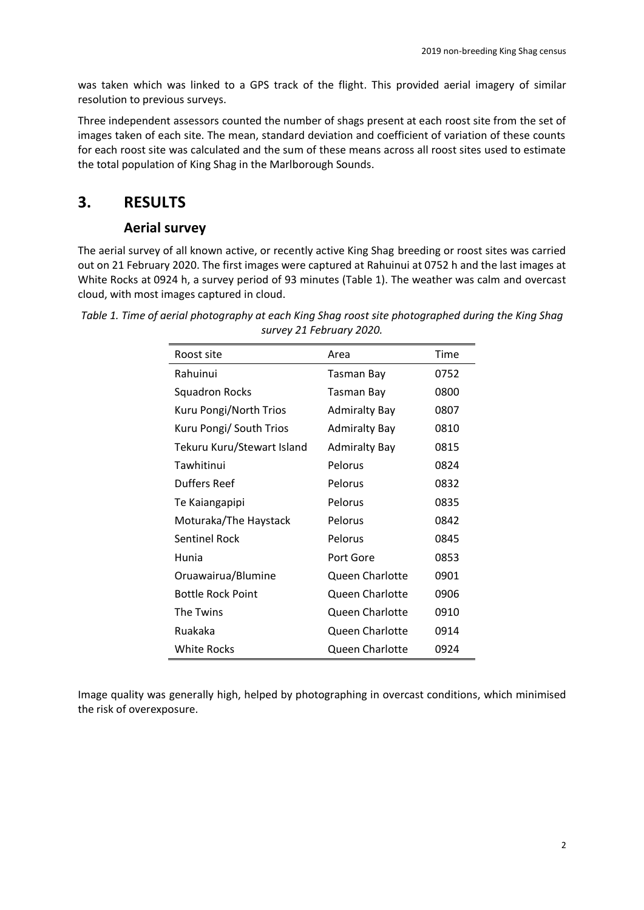was taken which was linked to a GPS track of the flight. This provided aerial imagery of similar resolution to previous surveys.

Three independent assessors counted the number of shags present at each roost site from the set of images taken of each site. The mean, standard deviation and coefficient of variation of these counts for each roost site was calculated and the sum of these means across all roost sites used to estimate the total population of King Shag in the Marlborough Sounds.

# 3. RESULTS

## Aerial survey

The aerial survey of all known active, or recently active King Shag breeding or roost sites was carried out on 21 February 2020. The first images were captured at Rahuinui at 0752 h and the last images at White Rocks at 0924 h, a survey period of 93 minutes (Table 1). The weather was calm and overcast cloud, with most images captured in cloud.

*Table 1. Time of aerial photography at each King Shag roost site photographed during the King Shag survey 21 February 2020.*

| Roost site | Area | Time |
|---|---|---|
| Rahuinui | Tasman Bay | 0752 |
| Squadron Rocks | Tasman Bay | 0800 |
| Kuru Pongi/North Trios | Admiralty Bay | 0807 |
| Kuru Pongi/ South Trios | Admiralty Bay | 0810 |
| Tekuru Kuru/Stewart Island | Admiralty Bay | 0815 |
| Tawhitinui | Pelorus | 0824 |
| Duffers Reef | Pelorus | 0832 |
| Te Kaiangapipi | Pelorus | 0835 |
| Moturaka/The Haystack | Pelorus | 0842 |
| Sentinel Rock | Pelorus | 0845 |
| Hunia | Port Gore | 0853 |
| Oruawairua/Blumine | Queen Charlotte | 0901 |
| Bottle Rock Point | Queen Charlotte | 0906 |
| The Twins | Queen Charlotte | 0910 |
| Ruakaka | Queen Charlotte | 0914 |
| White Rocks | Queen Charlotte | 0924 |

Image quality was generally high, helped by photographing in overcast conditions, which minimised the risk of overexposure.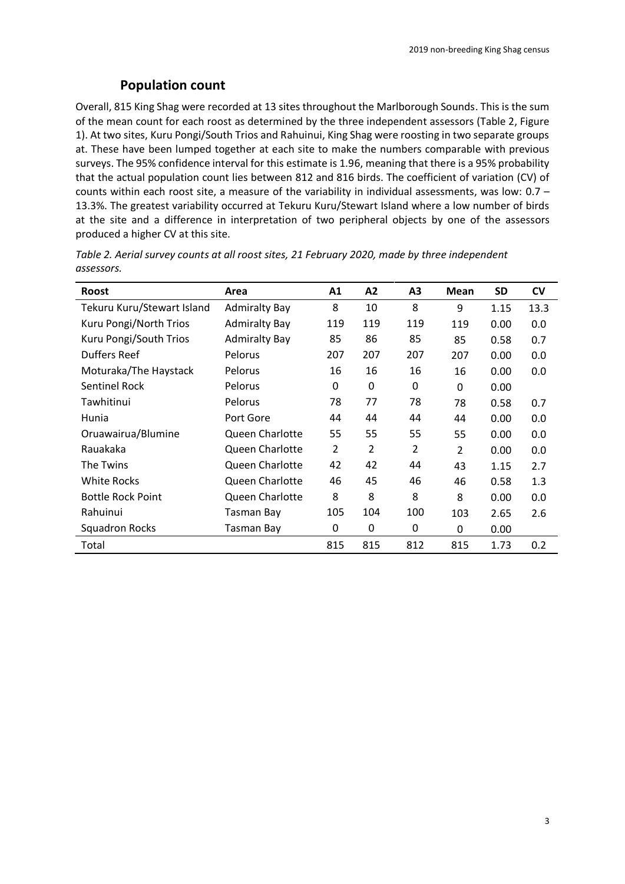## Population count

Overall, 815 King Shag were recorded at 13 sites throughout the Marlborough Sounds. This is the sum of the mean count for each roost as determined by the three independent assessors (Table 2, Figure 1). At two sites, Kuru Pongi/South Trios and Rahuinui, King Shag were roosting in two separate groups at. These have been lumped together at each site to make the numbers comparable with previous surveys. The 95% confidence interval for this estimate is 1.96, meaning that there is a 95% probability that the actual population count lies between 812 and 816 birds. The coefficient of variation (CV) of counts within each roost site, a measure of the variability in individual assessments, was low: 0.7 – 13.3%. The greatest variability occurred at Tekuru Kuru/Stewart Island where a low number of birds at the site and a difference in interpretation of two peripheral objects by one of the assessors produced a higher CV at this site.

*Table 2. Aerial survey counts at all roost sites, 21 February 2020, made by three independent assessors.*

| Roost | Area | A1 | A2 | A3 | Mean | SD | CV |
|---|---|---|---|---|---|---|---|
| Tekuru Kuru/Stewart Island | Admiralty Bay | 8 | 10 | 8 | 9 | 1.15 | 13.3 |
| Kuru Pongi/North Trios | Admiralty Bay | 119 | 119 | 119 | 119 | 0.00 | 0.0 |
| Kuru Pongi/South Trios | Admiralty Bay | 85 | 86 | 85 | 85 | 0.58 | 0.7 |
| Duffers Reef | Pelorus | 207 | 207 | 207 | 207 | 0.00 | 0.0 |
| Moturaka/The Haystack | Pelorus | 16 | 16 | 16 | 16 | 0.00 | 0.0 |
| Sentinel Rock | Pelorus | 0 | 0 | 0 | 0 | 0.00 | |
| Tawhitinui | Pelorus | 78 | 77 | 78 | 78 | 0.58 | 0.7 |
| Hunia | Port Gore | 44 | 44 | 44 | 44 | 0.00 | 0.0 |
| Oruawairua/Blumine | Queen Charlotte | 55 | 55 | 55 | 55 | 0.00 | 0.0 |
| Rauakaka | Queen Charlotte | 2 | 2 | 2 | 2 | 0.00 | 0.0 |
| The Twins | Queen Charlotte | 42 | 42 | 44 | 43 | 1.15 | 2.7 |
| White Rocks | Queen Charlotte | 46 | 45 | 46 | 46 | 0.58 | 1.3 |
| Bottle Rock Point | Queen Charlotte | 8 | 8 | 8 | 8 | 0.00 | 0.0 |
| Rahuinui | Tasman Bay | 105 | 104 | 100 | 103 | 2.65 | 2.6 |
| Squadron Rocks | Tasman Bay | 0 | 0 | 0 | 0 | 0.00 | |
| Total | | 815 | 815 | 812 | 815 | 1.73 | 0.2 |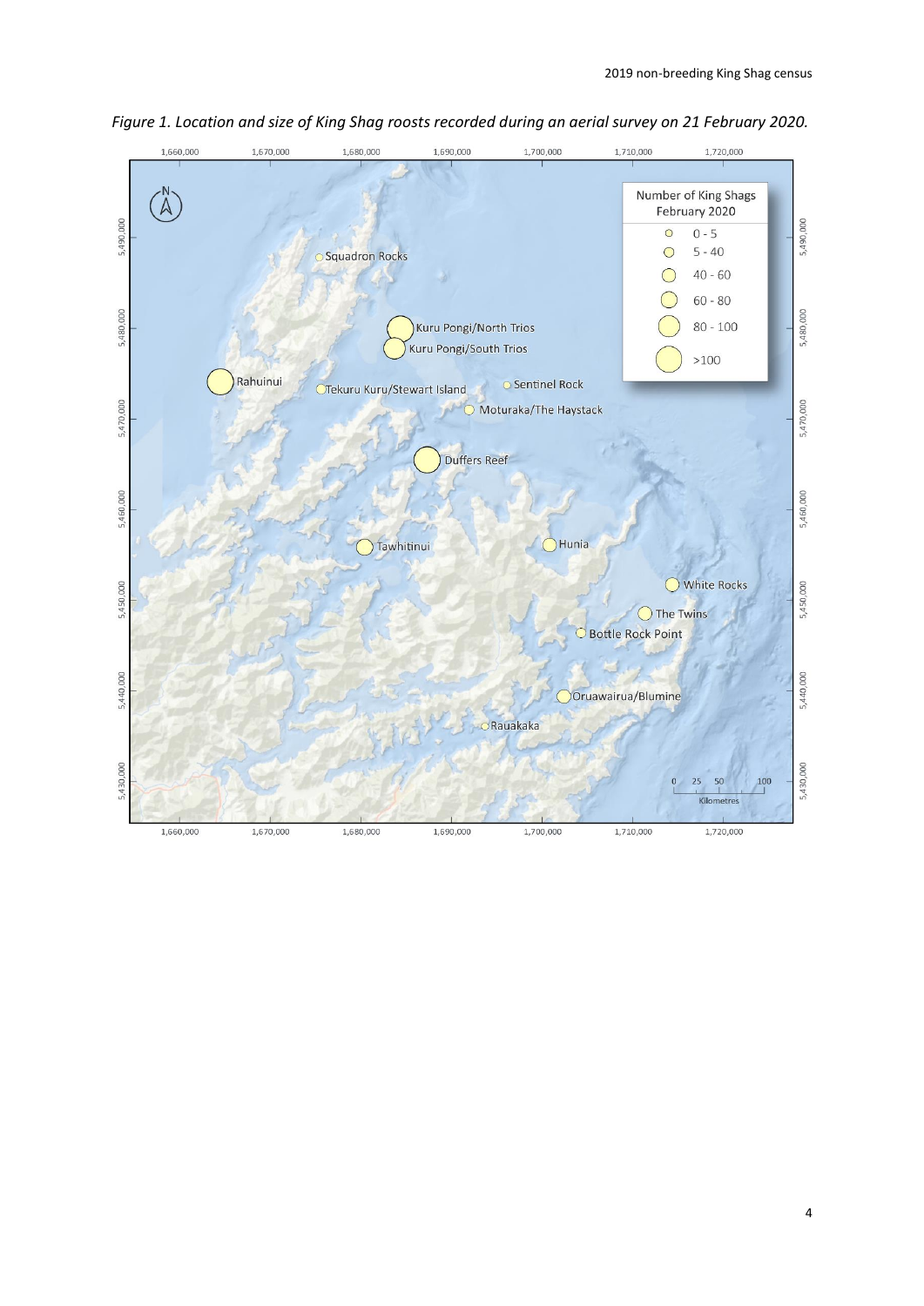*Figure 1. Location and size of King Shag roosts recorded during an aerial survey on 21 February 2020.*

| Number of King Shags February 2020 |
| --- |
| 0 - 5 |
| 5 - 40 |
| 40 - 60 |
| 60 - 80 |
| 80 - 100 |
| >100 |

Squadron Rocks
Kuru Pongi/North Trios
Kuru Pongi/South Trios
Rahuinui
Tekuru Kuru/Stewart Island
Sentinel Rock
Moturaka/The Haystack
Duffers Reef
Tawhitinui
Hunia
White Rocks
The Twins
Bottle Rock Point
Oruawairua/Blumine
Rauakaka

0 25 50 100 Kilometres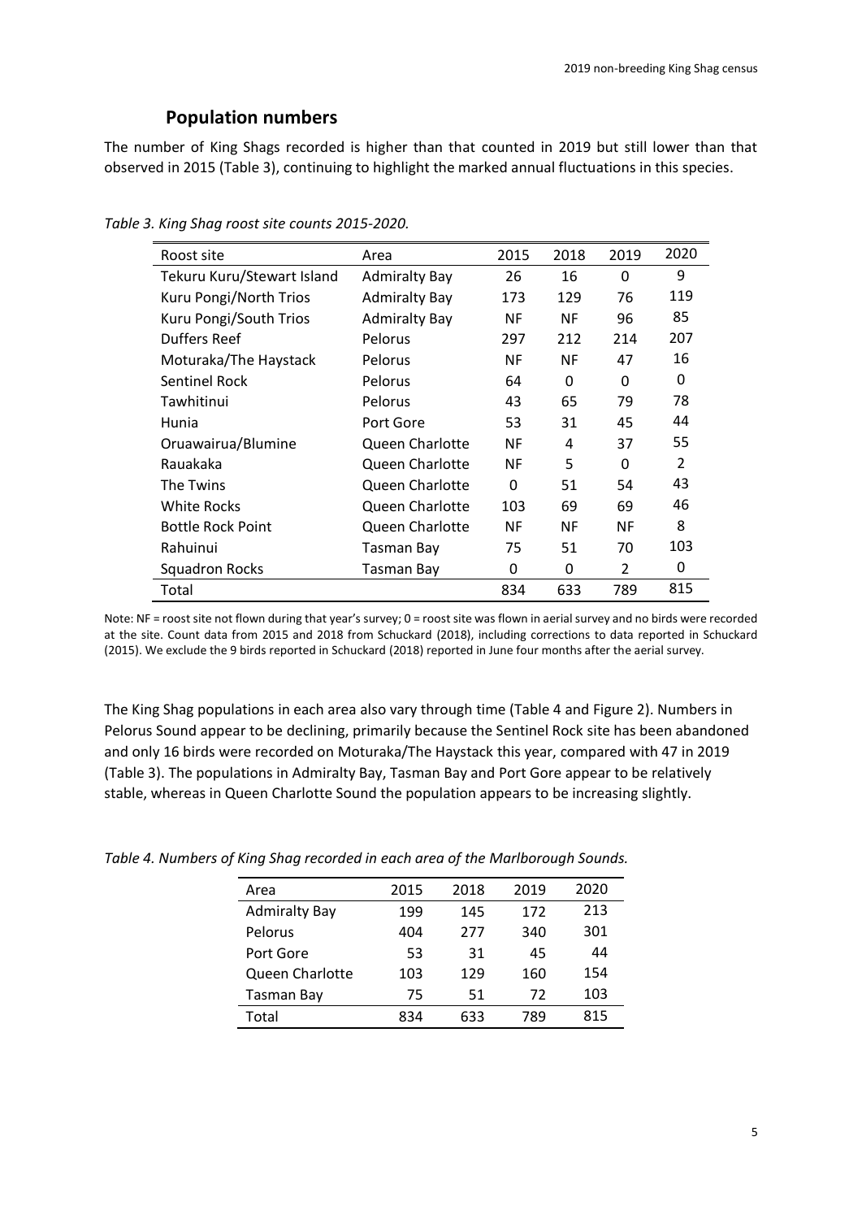## Population numbers

The number of King Shags recorded is higher than that counted in 2019 but still lower than that observed in 2015 (Table 3), continuing to highlight the marked annual fluctuations in this species.

*Table 3. King Shag roost site counts 2015-2020.*

| Roost site | Area | 2015 | 2018 | 2019 | 2020 |
|---|---|---|---|---|---|
| Tekuru Kuru/Stewart Island | Admiralty Bay | 26 | 16 | 0 | 9 |
| Kuru Pongi/North Trios | Admiralty Bay | 173 | 129 | 76 | 119 |
| Kuru Pongi/South Trios | Admiralty Bay | NF | NF | 96 | 85 |
| Duffers Reef | Pelorus | 297 | 212 | 214 | 207 |
| Moturaka/The Haystack | Pelorus | NF | NF | 47 | 16 |
| Sentinel Rock | Pelorus | 64 | 0 | 0 | 0 |
| Tawhitinui | Pelorus | 43 | 65 | 79 | 78 |
| Hunia | Port Gore | 53 | 31 | 45 | 44 |
| Oruawairua/Blumine | Queen Charlotte | NF | 4 | 37 | 55 |
| Rauakaka | Queen Charlotte | NF | 5 | 0 | 2 |
| The Twins | Queen Charlotte | 0 | 51 | 54 | 43 |
| White Rocks | Queen Charlotte | 103 | 69 | 69 | 46 |
| Bottle Rock Point | Queen Charlotte | NF | NF | NF | 8 |
| Rahuinui | Tasman Bay | 75 | 51 | 70 | 103 |
| Squadron Rocks | Tasman Bay | 0 | 0 | 2 | 0 |
| Total | | 834 | 633 | 789 | 815 |

Note: NF = roost site not flown during that year's survey; 0 = roost site was flown in aerial survey and no birds were recorded at the site. Count data from 2015 and 2018 from Schuckard (2018), including corrections to data reported in Schuckard (2015). We exclude the 9 birds reported in Schuckard (2018) reported in June four months after the aerial survey.

The King Shag populations in each area also vary through time (Table 4 and Figure 2). Numbers in Pelorus Sound appear to be declining, primarily because the Sentinel Rock site has been abandoned and only 16 birds were recorded on Moturaka/The Haystack this year, compared with 47 in 2019 (Table 3). The populations in Admiralty Bay, Tasman Bay and Port Gore appear to be relatively stable, whereas in Queen Charlotte Sound the population appears to be increasing slightly.

*Table 4. Numbers of King Shag recorded in each area of the Marlborough Sounds.*

| Area | 2015 | 2018 | 2019 | 2020 |
|---|---|---|---|---|
| Admiralty Bay | 199 | 145 | 172 | 213 |
| Pelorus | 404 | 277 | 340 | 301 |
| Port Gore | 53 | 31 | 45 | 44 |
| Queen Charlotte | 103 | 129 | 160 | 154 |
| Tasman Bay | 75 | 51 | 72 | 103 |
| Total | 834 | 633 | 789 | 815 |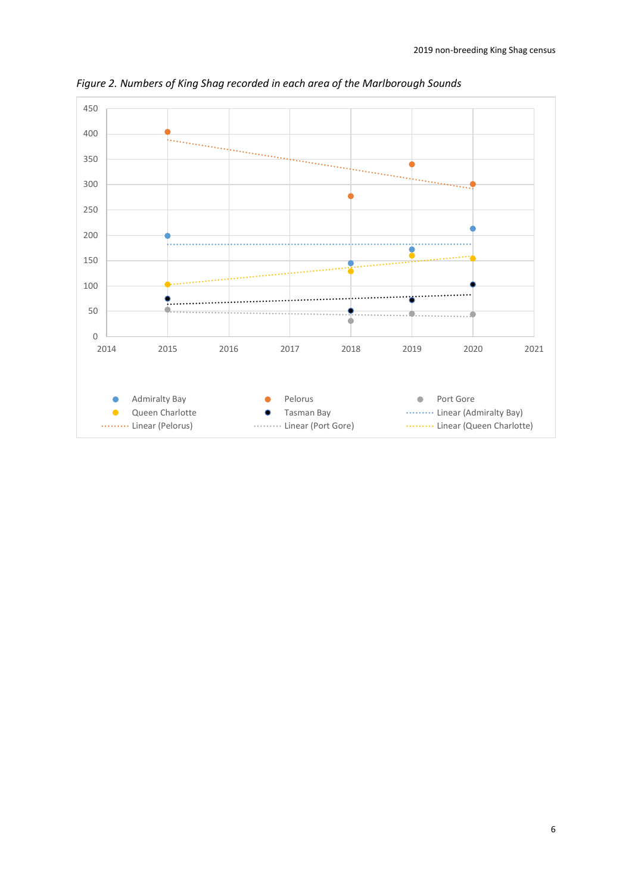*Figure 2. Numbers of King Shag recorded in each area of the Marlborough Sounds*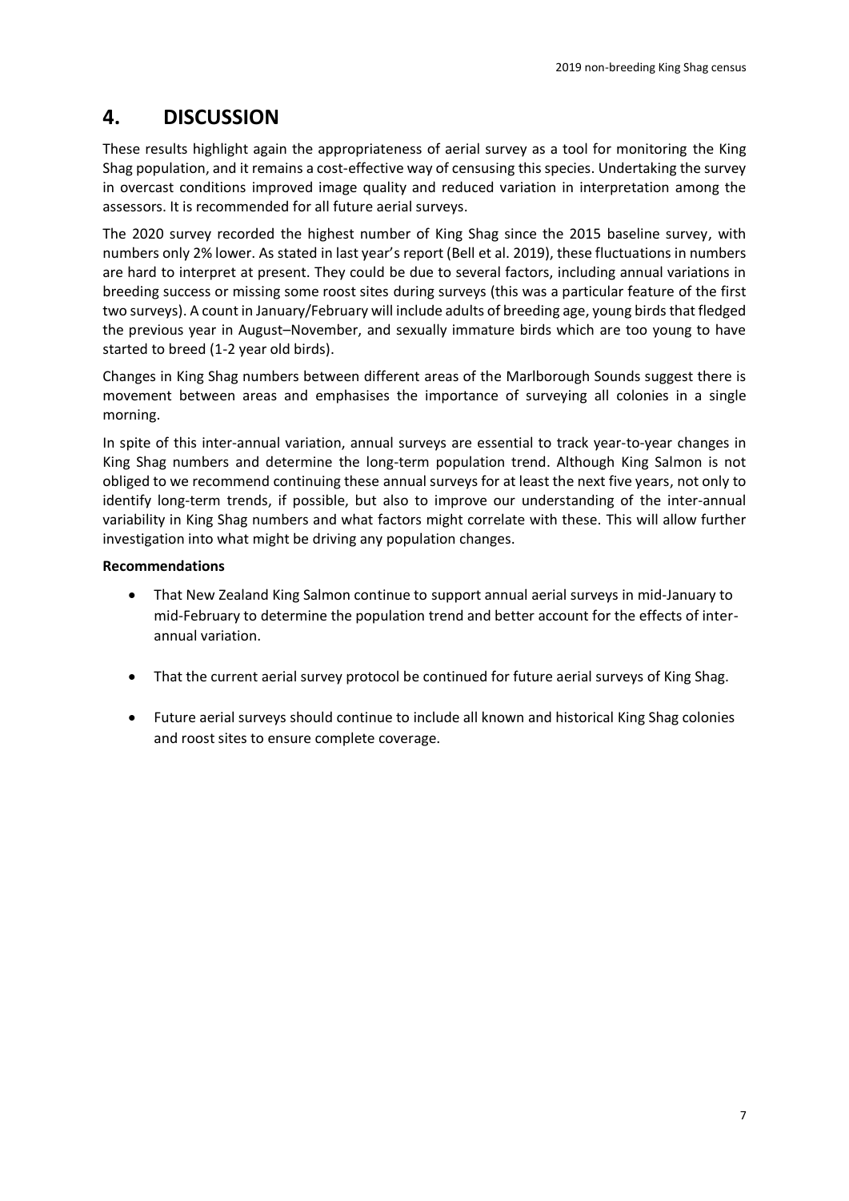# 4. DISCUSSION

These results highlight again the appropriateness of aerial survey as a tool for monitoring the King Shag population, and it remains a cost-effective way of censusing this species. Undertaking the survey in overcast conditions improved image quality and reduced variation in interpretation among the assessors. It is recommended for all future aerial surveys.

The 2020 survey recorded the highest number of King Shag since the 2015 baseline survey, with numbers only 2% lower. As stated in last year's report (Bell et al. 2019), these fluctuations in numbers are hard to interpret at present. They could be due to several factors, including annual variations in breeding success or missing some roost sites during surveys (this was a particular feature of the first two surveys). A count in January/February will include adults of breeding age, young birds that fledged the previous year in August–November, and sexually immature birds which are too young to have started to breed (1-2 year old birds).

Changes in King Shag numbers between different areas of the Marlborough Sounds suggest there is movement between areas and emphasises the importance of surveying all colonies in a single morning.

In spite of this inter-annual variation, annual surveys are essential to track year-to-year changes in King Shag numbers and determine the long-term population trend. Although King Salmon is not obliged to we recommend continuing these annual surveys for at least the next five years, not only to identify long-term trends, if possible, but also to improve our understanding of the inter-annual variability in King Shag numbers and what factors might correlate with these. This will allow further investigation into what might be driving any population changes.

**Recommendations**

- That New Zealand King Salmon continue to support annual aerial surveys in mid-January to mid-February to determine the population trend and better account for the effects of inter-annual variation.
- That the current aerial survey protocol be continued for future aerial surveys of King Shag.
- Future aerial surveys should continue to include all known and historical King Shag colonies and roost sites to ensure complete coverage.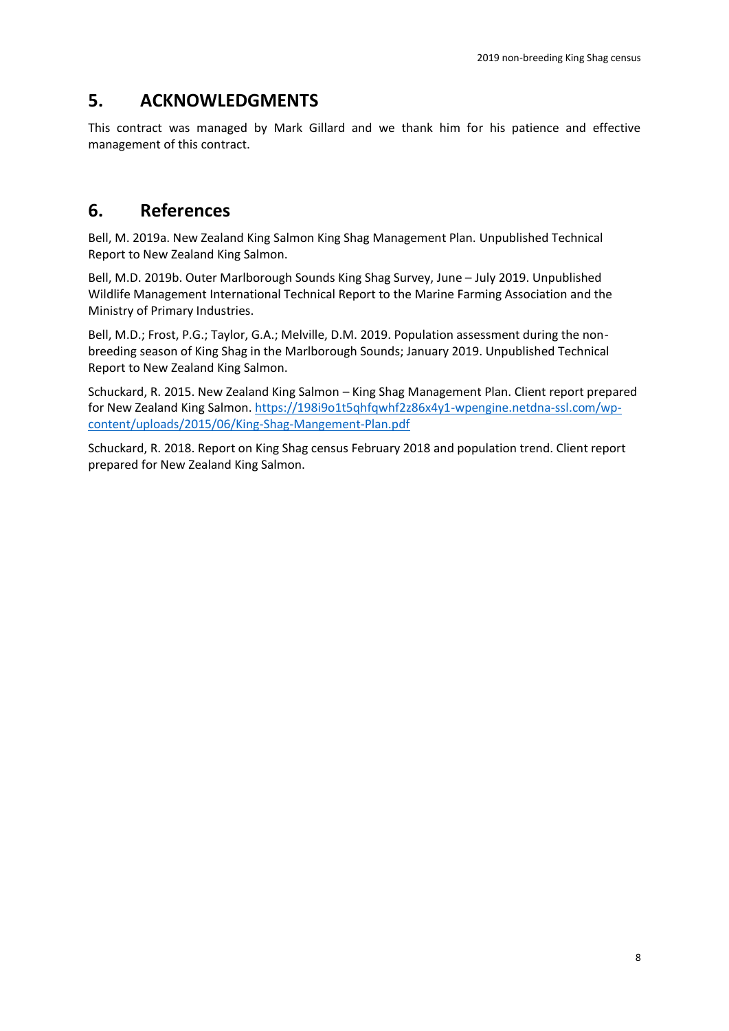## 5. ACKNOWLEDGMENTS

This contract was managed by Mark Gillard and we thank him for his patience and effective management of this contract.

## 6. References

Bell, M. 2019a. New Zealand King Salmon King Shag Management Plan. Unpublished Technical Report to New Zealand King Salmon.

Bell, M.D. 2019b. Outer Marlborough Sounds King Shag Survey, June – July 2019. Unpublished Wildlife Management International Technical Report to the Marine Farming Association and the Ministry of Primary Industries.

Bell, M.D.; Frost, P.G.; Taylor, G.A.; Melville, D.M. 2019. Population assessment during the non-breeding season of King Shag in the Marlborough Sounds; January 2019. Unpublished Technical Report to New Zealand King Salmon.

Schuckard, R. 2015. New Zealand King Salmon – King Shag Management Plan. Client report prepared for New Zealand King Salmon. https://198i9o1t5qhfqwhf2z86x4y1-wpengine.netdna-ssl.com/wp-content/uploads/2015/06/King-Shag-Mangement-Plan.pdf

Schuckard, R. 2018. Report on King Shag census February 2018 and population trend. Client report prepared for New Zealand King Salmon.